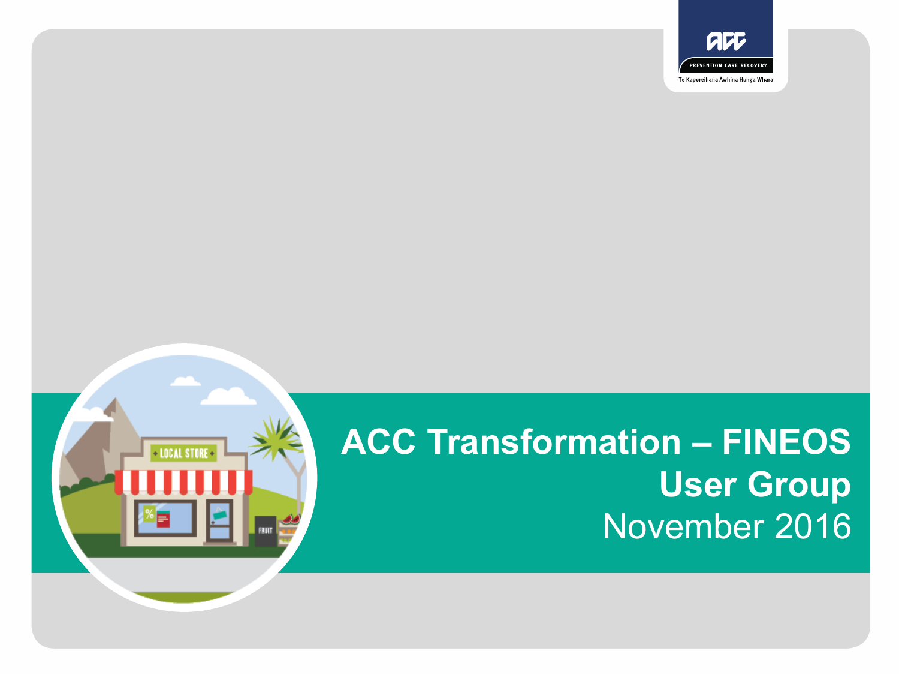# ACC Transformation – FINEOS User Group

November 2016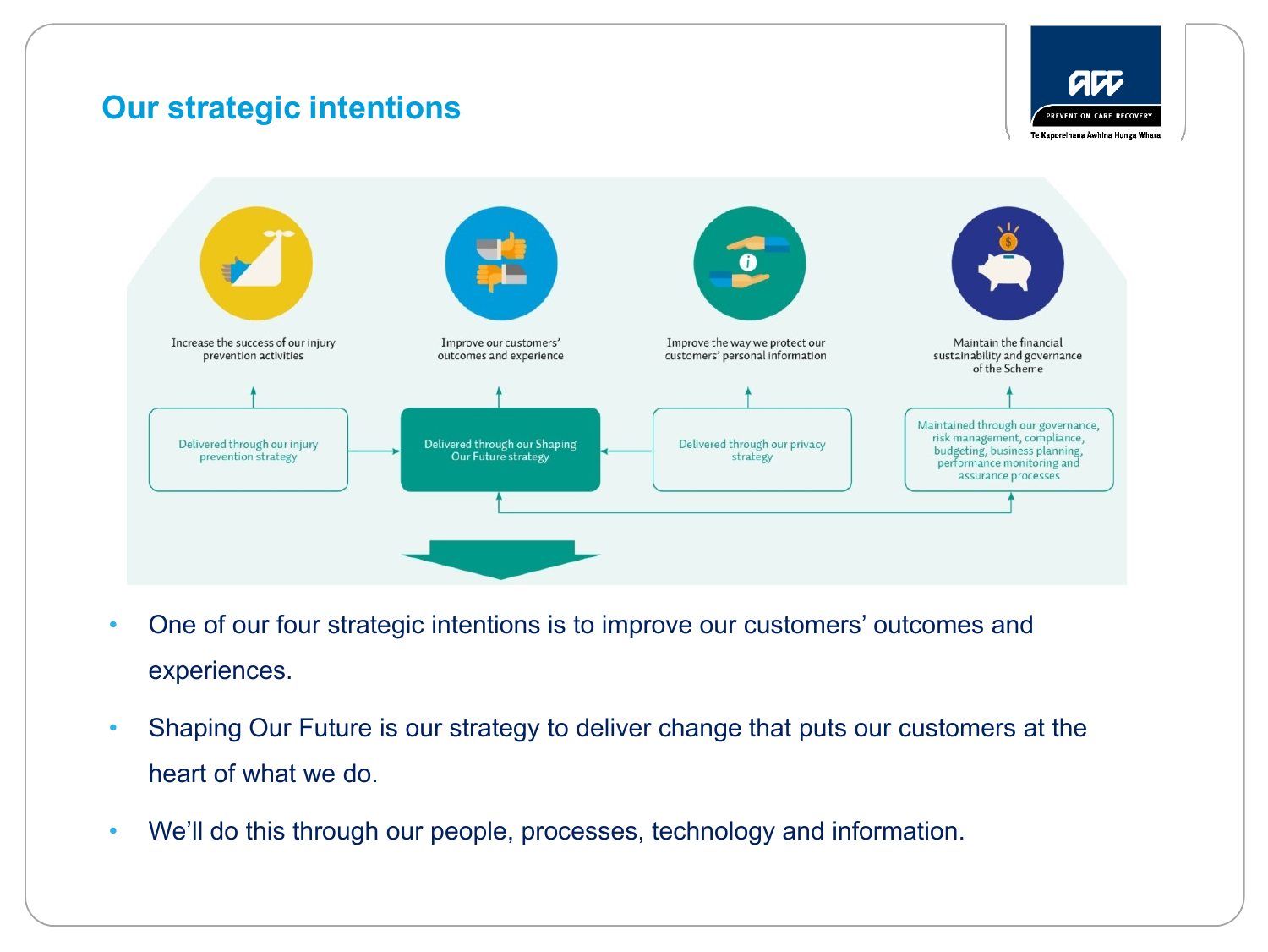# Our strategic intentions

Increase the success of our injury prevention activities

Improve our customers' outcomes and experience

Improve the way we protect our customers' personal information

Maintain the financial sustainability and governance of the Scheme

Delivered through our injury prevention strategy

Delivered through our Shaping Our Future strategy

Delivered through our privacy strategy

Maintained through our governance, risk management, compliance, budgeting, business planning, performance monitoring and assurance processes

- One of our four strategic intentions is to improve our customers' outcomes and experiences.
- Shaping Our Future is our strategy to deliver change that puts our customers at the heart of what we do.
- We'll do this through our people, processes, technology and information.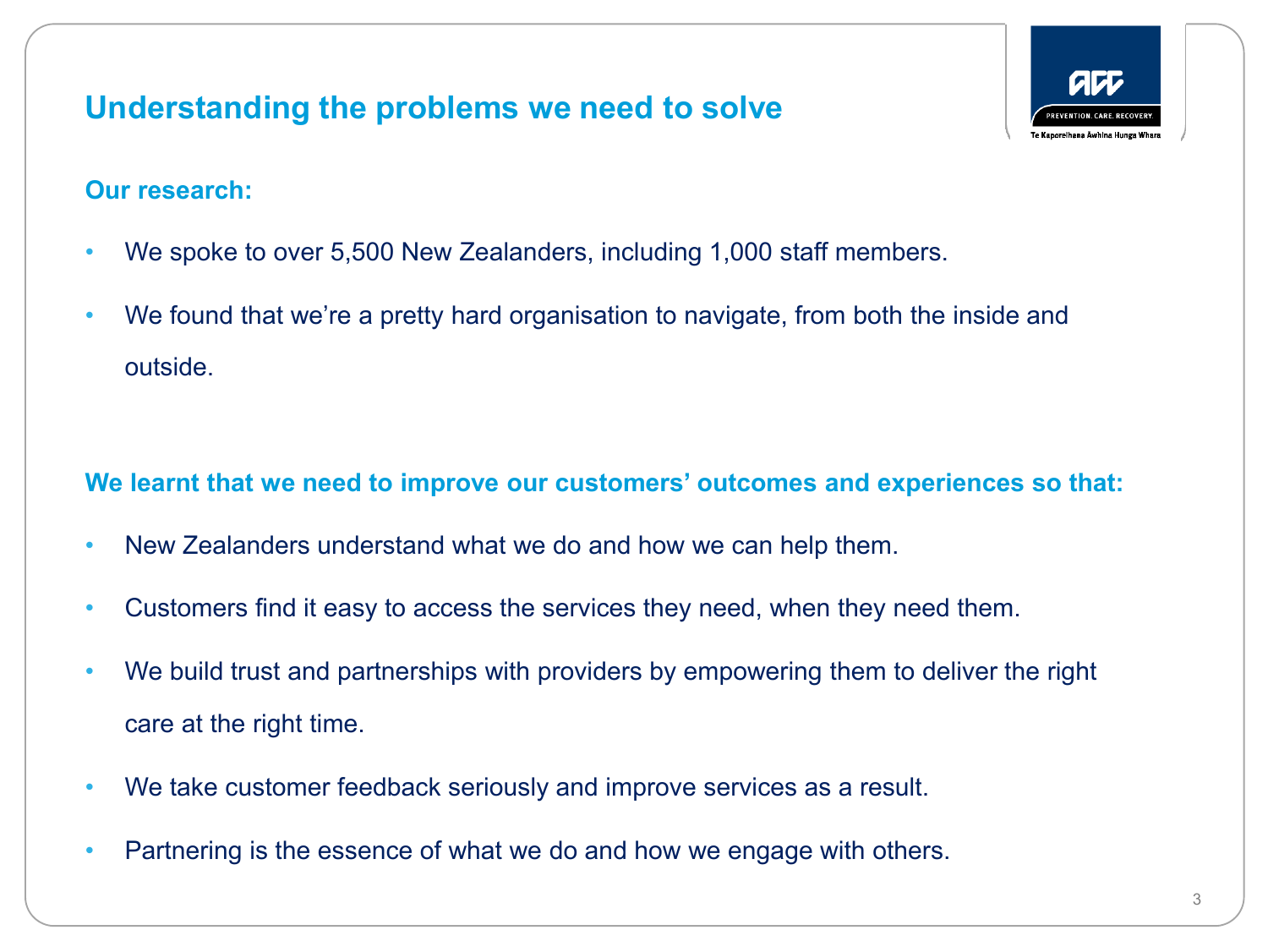# Understanding the problems we need to solve

## Our research:

- We spoke to over 5,500 New Zealanders, including 1,000 staff members.
- We found that we're a pretty hard organisation to navigate, from both the inside and outside.

## We learnt that we need to improve our customers' outcomes and experiences so that:

- New Zealanders understand what we do and how we can help them.
- Customers find it easy to access the services they need, when they need them.
- We build trust and partnerships with providers by empowering them to deliver the right care at the right time.
- We take customer feedback seriously and improve services as a result.
- Partnering is the essence of what we do and how we engage with others.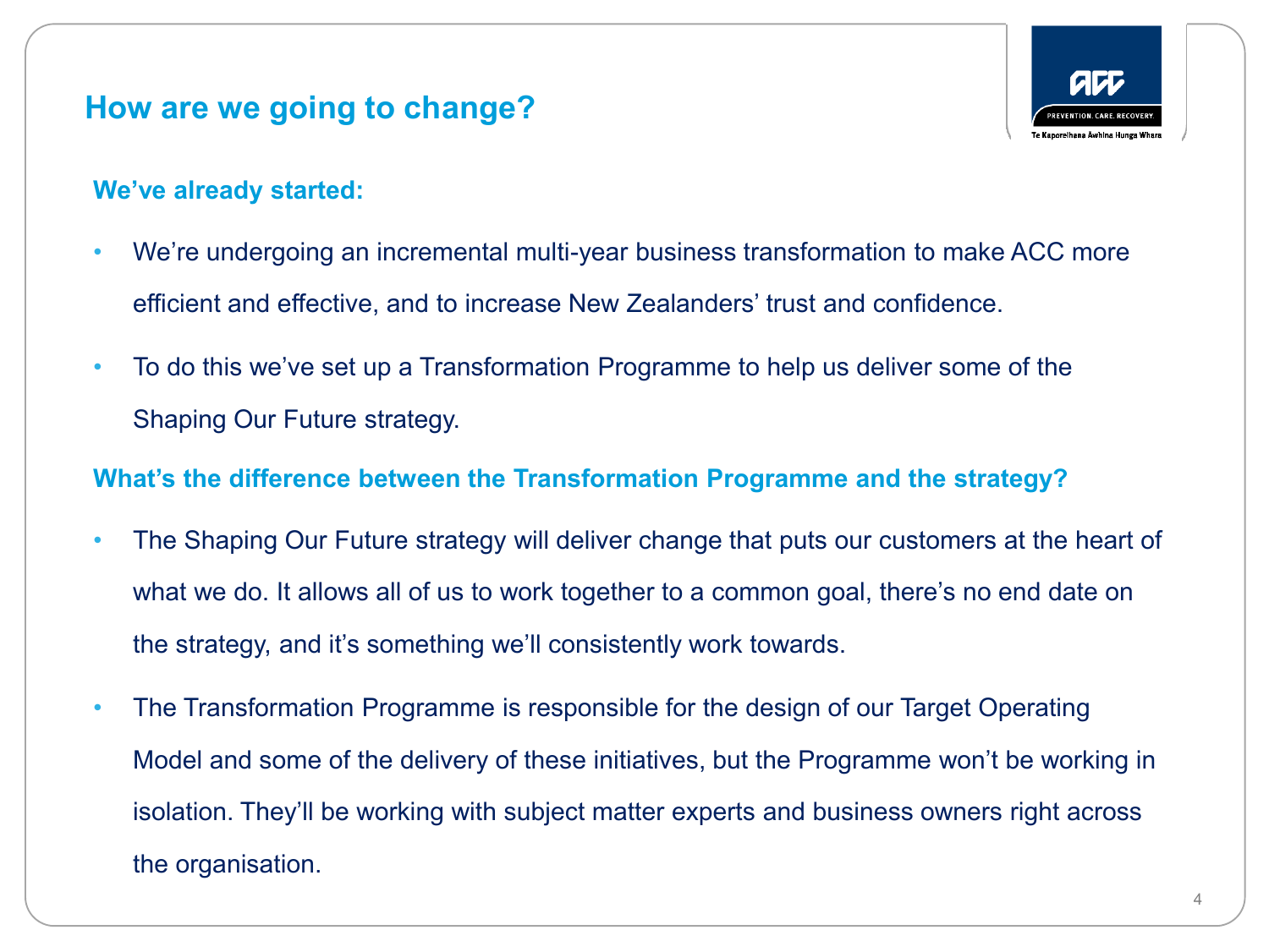# How are we going to change?

## We've already started:

- We're undergoing an incremental multi-year business transformation to make ACC more efficient and effective, and to increase New Zealanders' trust and confidence.
- To do this we've set up a Transformation Programme to help us deliver some of the Shaping Our Future strategy.

## What's the difference between the Transformation Programme and the strategy?

- The Shaping Our Future strategy will deliver change that puts our customers at the heart of what we do. It allows all of us to work together to a common goal, there's no end date on the strategy, and it's something we'll consistently work towards.
- The Transformation Programme is responsible for the design of our Target Operating Model and some of the delivery of these initiatives, but the Programme won't be working in isolation. They'll be working with subject matter experts and business owners right across the organisation.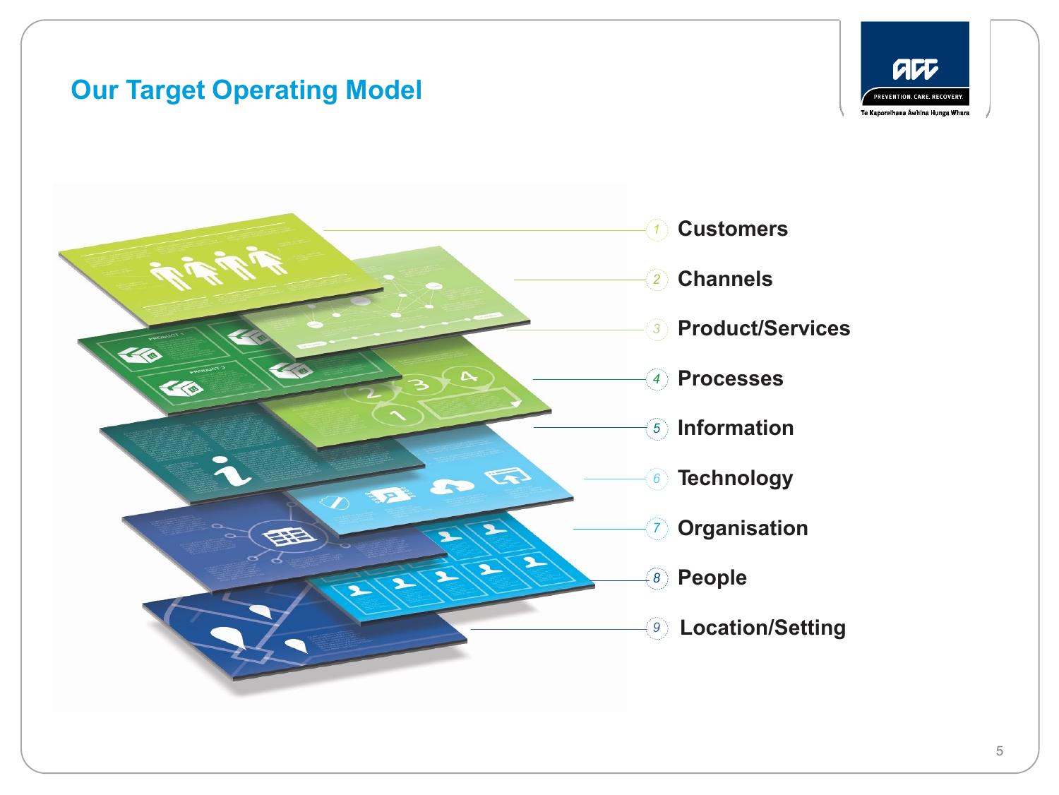# Our Target Operating Model

1. Customers
2. Channels
3. Product/Services
4. Processes
5. Information
6. Technology
7. Organisation
8. People
9. Location/Setting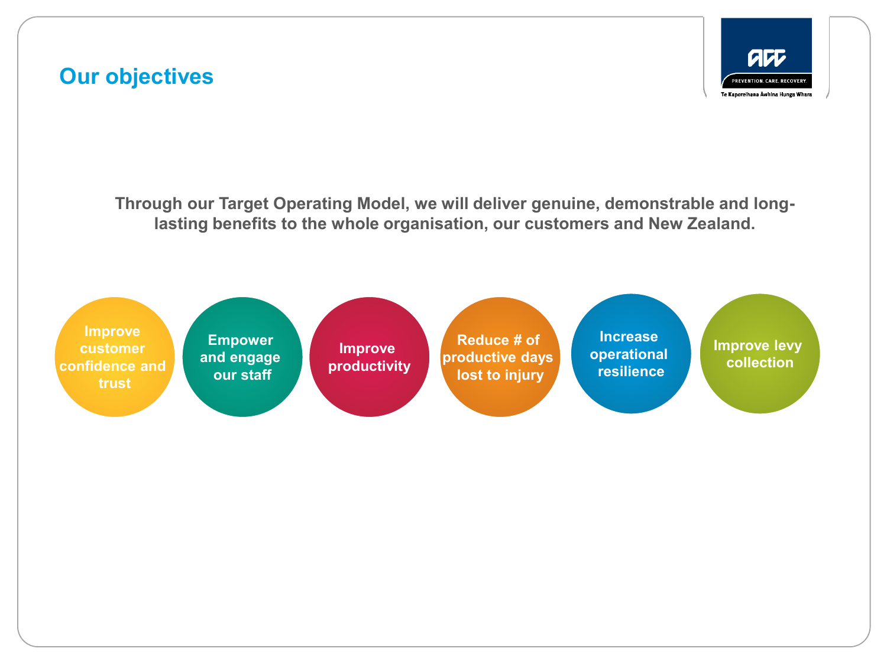## Our objectives

**Through our Target Operating Model, we will deliver genuine, demonstrable and long-lasting benefits to the whole organisation, our customers and New Zealand.**

- Improve customer confidence and trust
- Empower and engage our staff
- Improve productivity
- Reduce # of productive days lost to injury
- Increase operational resilience
- Improve levy collection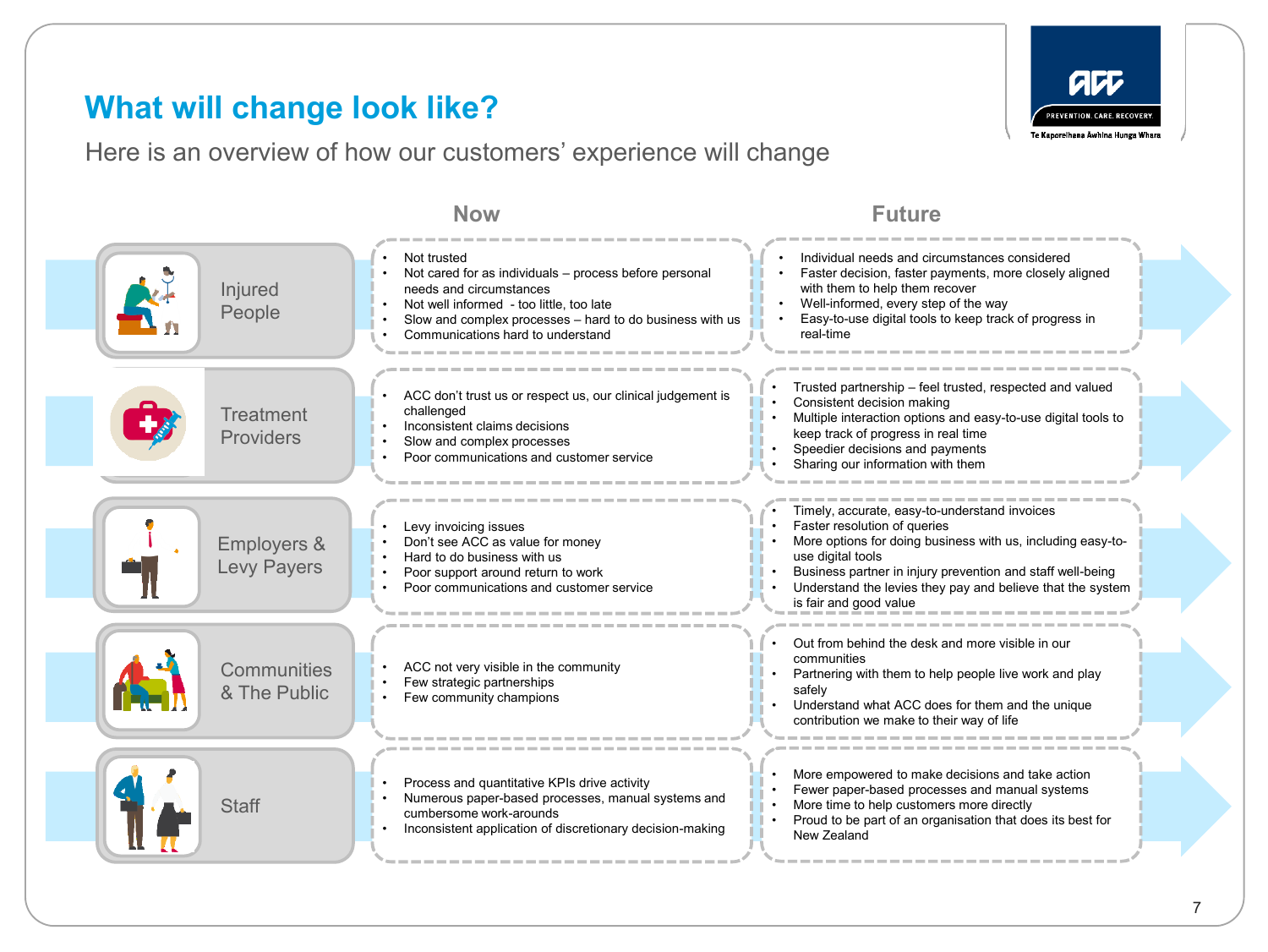# What will change look like?

Here is an overview of how our customers' experience will change

| | Now | Future |
|---|---|---|
| Injured People | • Not trusted<br>• Not cared for as individuals – process before personal needs and circumstances<br>• Not well informed - too little, too late<br>• Slow and complex processes – hard to do business with us<br>• Communications hard to understand | • Individual needs and circumstances considered<br>• Faster decision, faster payments, more closely aligned with them to help them recover<br>• Well-informed, every step of the way<br>• Easy-to-use digital tools to keep track of progress in real-time |
| Treatment Providers | • ACC don't trust us or respect us, our clinical judgement is challenged<br>• Inconsistent claims decisions<br>• Slow and complex processes<br>• Poor communications and customer service | • Trusted partnership – feel trusted, respected and valued<br>• Consistent decision making<br>• Multiple interaction options and easy-to-use digital tools to keep track of progress in real time<br>• Speedier decisions and payments<br>• Sharing our information with them |
| Employers & Levy Payers | • Levy invoicing issues<br>• Don't see ACC as value for money<br>• Hard to do business with us<br>• Poor support around return to work<br>• Poor communications and customer service | • Timely, accurate, easy-to-understand invoices<br>• Faster resolution of queries<br>• More options for doing business with us, including easy-to-use digital tools<br>• Business partner in injury prevention and staff well-being<br>• Understand the levies they pay and believe that the system is fair and good value |
| Communities & The Public | • ACC not very visible in the community<br>• Few strategic partnerships<br>• Few community champions | • Out from behind the desk and more visible in our communities<br>• Partnering with them to help people live work and play safely<br>• Understand what ACC does for them and the unique contribution we make to their way of life |
| Staff | • Process and quantitative KPIs drive activity<br>• Numerous paper-based processes, manual systems and cumbersome work-arounds<br>• Inconsistent application of discretionary decision-making | • More empowered to make decisions and take action<br>• Fewer paper-based processes and manual systems<br>• More time to help customers more directly<br>• Proud to be part of an organisation that does its best for New Zealand |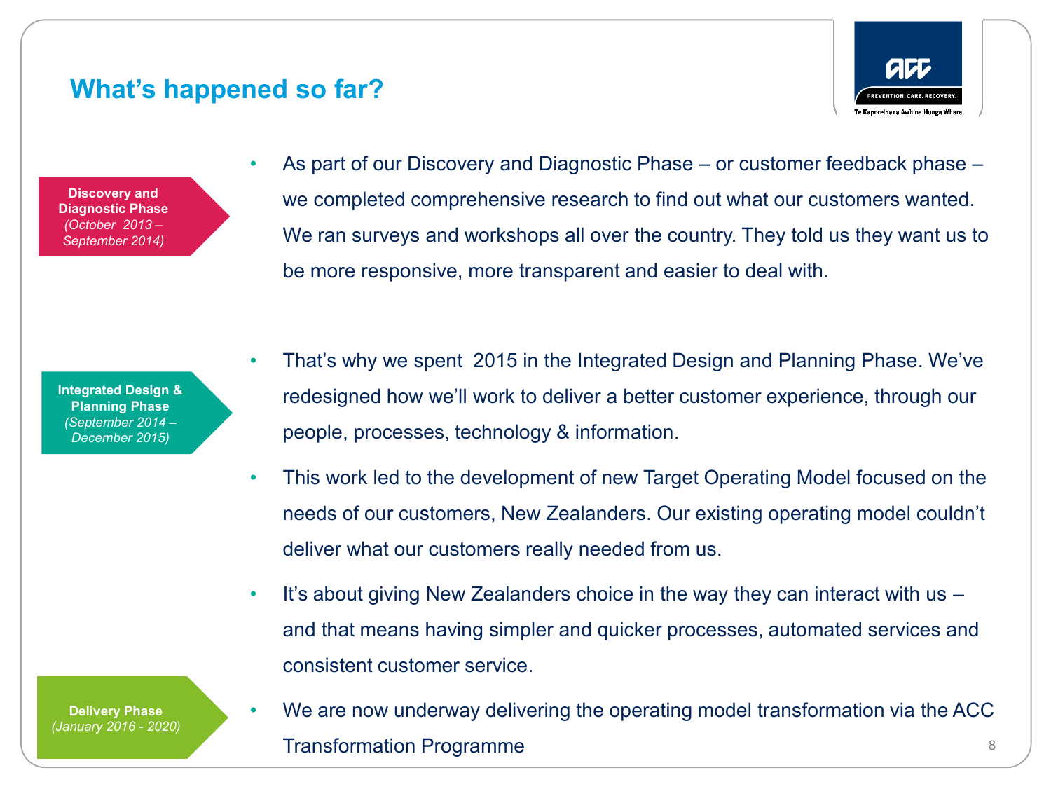## What's happened so far?

**Discovery and Diagnostic Phase**
*(October 2013 – September 2014)*

- As part of our Discovery and Diagnostic Phase – or customer feedback phase – we completed comprehensive research to find out what our customers wanted. We ran surveys and workshops all over the country. They told us they want us to be more responsive, more transparent and easier to deal with.

**Integrated Design & Planning Phase**
*(September 2014 – December 2015)*

- That's why we spent 2015 in the Integrated Design and Planning Phase. We've redesigned how we'll work to deliver a better customer experience, through our people, processes, technology & information.
- This work led to the development of new Target Operating Model focused on the needs of our customers, New Zealanders. Our existing operating model couldn't deliver what our customers really needed from us.
- It's about giving New Zealanders choice in the way they can interact with us – and that means having simpler and quicker processes, automated services and consistent customer service.

**Delivery Phase**
*(January 2016 - 2020)*

- We are now underway delivering the operating model transformation via the ACC Transformation Programme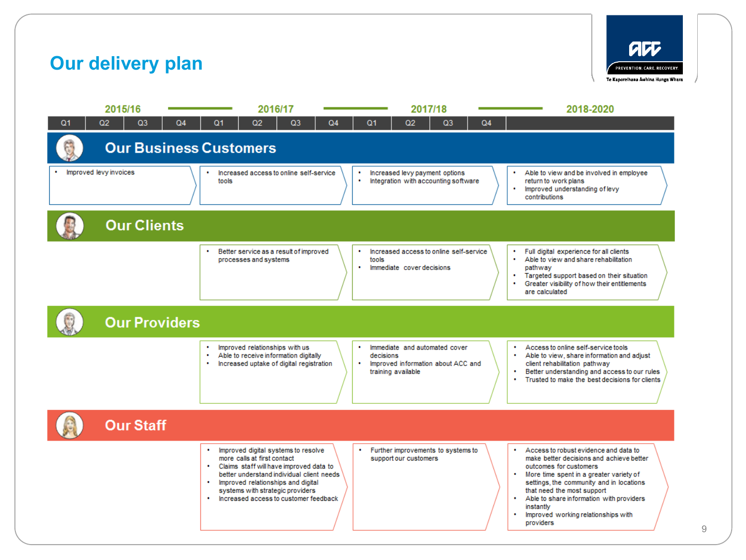# Our delivery plan

| | 2015/16 | 2016/17 | 2017/18 | 2018-2020 |
|---|---|---|---|---|
| | Q1, Q2, Q3, Q4 | Q1, Q2, Q3, Q4 | Q1, Q2, Q3, Q4 | |
| **Our Business Customers** | • Improved levy invoices | • Increased access to online self-service tools | • Increased levy payment options<br>• Integration with accounting software | • Able to view and be involved in employee return to work plans<br>• Improved understanding of levy contributions |
| **Our Clients** | | • Better service as a result of improved processes and systems | • Increased access to online self-service tools<br>• Immediate cover decisions | • Full digital experience for all clients<br>• Able to view and share rehabilitation pathway<br>• Targeted support based on their situation<br>• Greater visibility of how their entitlements are calculated |
| **Our Providers** | | • Improved relationships with us<br>• Able to receive information digitally<br>• Increased uptake of digital registration | • Immediate and automated cover decisions<br>• Improved information about ACC and training available | • Access to online self-service tools<br>• Able to view, share information and adjust client rehabilitation pathway<br>• Better understanding and access to our rules<br>• Trusted to make the best decisions for clients |
| **Our Staff** | | • Improved digital systems to resolve more calls at first contact<br>• Claims staff will have improved data to better understand individual client needs<br>• Improved relationships and digital systems with strategic providers<br>• Increased access to customer feedback | • Further improvements to systems to support our customers | • Access to robust evidence and data to make better decisions and achieve better outcomes for customers<br>• More time spent in a greater variety of settings, the community and in locations that need the most support<br>• Able to share information with providers instantly<br>• Improved working relationships with providers |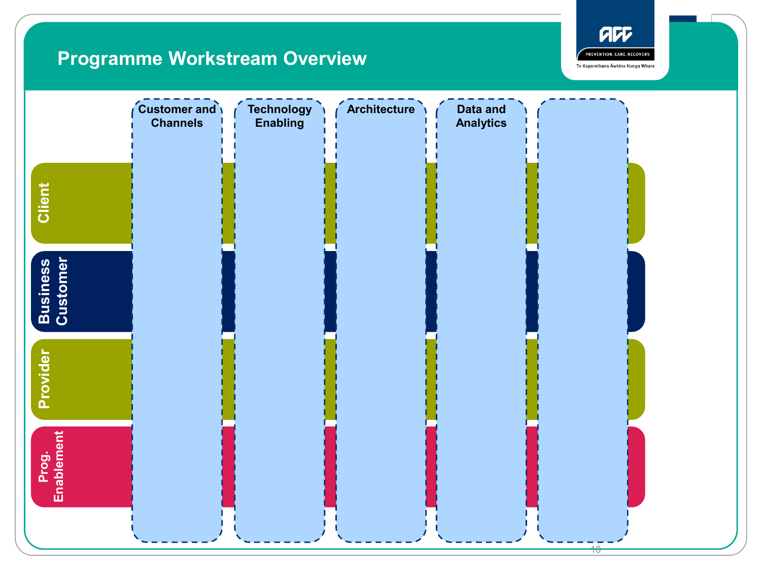# Programme Workstream Overview

| | Customer and Channels | Technology Enabling | Architecture | Data and Analytics | |
|---|---|---|---|---|---|
| Client | | | | | |
| Business Customer | | | | | |
| Provider | | | | | |
| Prog. Enablement | | | | | |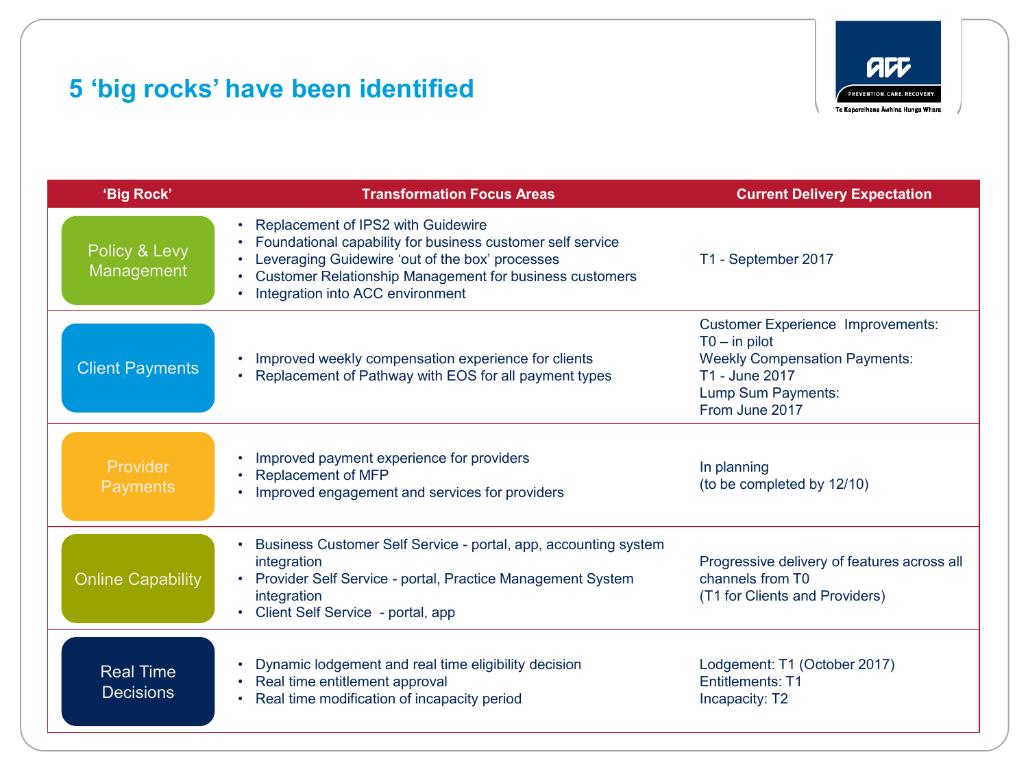# 5 ‘big rocks’ have been identified

| ‘Big Rock’ | Transformation Focus Areas | Current Delivery Expectation |
|---|---|---|
| Policy & Levy Management | • Replacement of IPS2 with Guidewire<br>• Foundational capability for business customer self service<br>• Leveraging Guidewire ‘out of the box’ processes<br>• Customer Relationship Management for business customers<br>• Integration into ACC environment | T1 - September 2017 |
| Client Payments | • Improved weekly compensation experience for clients<br>• Replacement of Pathway with EOS for all payment types | Customer Experience Improvements: T0 – in pilot<br>Weekly Compensation Payments: T1 - June 2017<br>Lump Sum Payments: From June 2017 |
| Provider Payments | • Improved payment experience for providers<br>• Replacement of MFP<br>• Improved engagement and services for providers | In planning<br>(to be completed by 12/10) |
| Online Capability | • Business Customer Self Service - portal, app, accounting system integration<br>• Provider Self Service - portal, Practice Management System integration<br>• Client Self Service - portal, app | Progressive delivery of features across all channels from T0<br>(T1 for Clients and Providers) |
| Real Time Decisions | • Dynamic lodgement and real time eligibility decision<br>• Real time entitlement approval<br>• Real time modification of incapacity period | Lodgement: T1 (October 2017)<br>Entitlements: T1<br>Incapacity: T2 |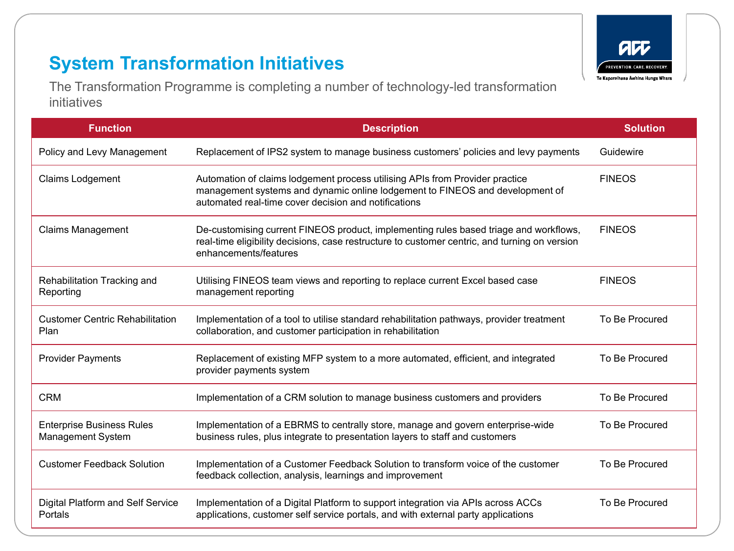# System Transformation Initiatives

The Transformation Programme is completing a number of technology-led transformation initiatives

| Function | Description | Solution |
|---|---|---|
| Policy and Levy Management | Replacement of IPS2 system to manage business customers' policies and levy payments | Guidewire |
| Claims Lodgement | Automation of claims lodgement process utilising APIs from Provider practice management systems and dynamic online lodgement to FINEOS and development of automated real-time cover decision and notifications | FINEOS |
| Claims Management | De-customising current FINEOS product, implementing rules based triage and workflows, real-time eligibility decisions, case restructure to customer centric, and turning on version enhancements/features | FINEOS |
| Rehabilitation Tracking and Reporting | Utilising FINEOS team views and reporting to replace current Excel based case management reporting | FINEOS |
| Customer Centric Rehabilitation Plan | Implementation of a tool to utilise standard rehabilitation pathways, provider treatment collaboration, and customer participation in rehabilitation | To Be Procured |
| Provider Payments | Replacement of existing MFP system to a more automated, efficient, and integrated provider payments system | To Be Procured |
| CRM | Implementation of a CRM solution to manage business customers and providers | To Be Procured |
| Enterprise Business Rules Management System | Implementation of a EBRMS to centrally store, manage and govern enterprise-wide business rules, plus integrate to presentation layers to staff and customers | To Be Procured |
| Customer Feedback Solution | Implementation of a Customer Feedback Solution to transform voice of the customer feedback collection, analysis, learnings and improvement | To Be Procured |
| Digital Platform and Self Service Portals | Implementation of a Digital Platform to support integration via APIs across ACCs applications, customer self service portals, and with external party applications | To Be Procured |